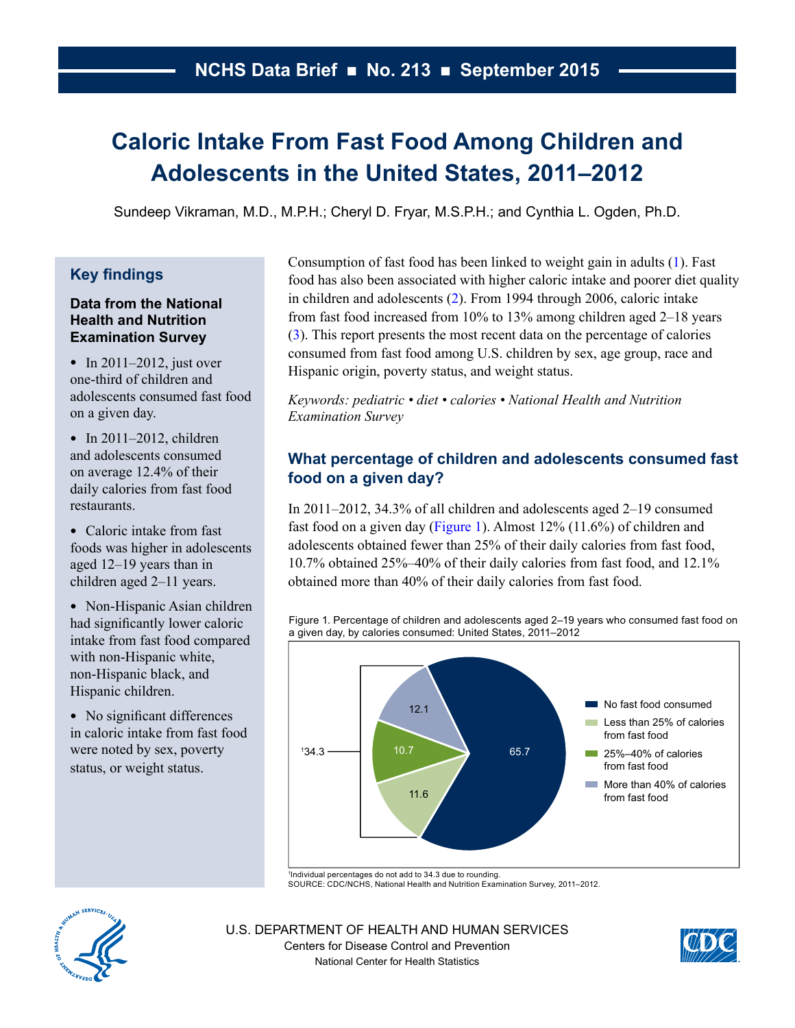NCHS Data Brief ■ No. 213 ■ September 2015

# Caloric Intake From Fast Food Among Children and Adolescents in the United States, 2011–2012

Sundeep Vikraman, M.D., M.P.H.; Cheryl D. Fryar, M.S.P.H.; and Cynthia L. Ogden, Ph.D.

## Key findings

### Data from the National Health and Nutrition Examination Survey

- In 2011–2012, just over one-third of children and adolescents consumed fast food on a given day.
- In 2011–2012, children and adolescents consumed on average 12.4% of their daily calories from fast food restaurants.
- Caloric intake from fast foods was higher in adolescents aged 12–19 years than in children aged 2–11 years.
- Non-Hispanic Asian children had significantly lower caloric intake from fast food compared with non-Hispanic white, non-Hispanic black, and Hispanic children.
- No significant differences in caloric intake from fast food were noted by sex, poverty status, or weight status.

Consumption of fast food has been linked to weight gain in adults (1). Fast food has also been associated with higher caloric intake and poorer diet quality in children and adolescents (2). From 1994 through 2006, caloric intake from fast food increased from 10% to 13% among children aged 2–18 years (3). This report presents the most recent data on the percentage of calories consumed from fast food among U.S. children by sex, age group, race and Hispanic origin, poverty status, and weight status.

*Keywords: pediatric • diet • calories • National Health and Nutrition Examination Survey*

## What percentage of children and adolescents consumed fast food on a given day?

In 2011–2012, 34.3% of all children and adolescents aged 2–19 consumed fast food on a given day (Figure 1). Almost 12% (11.6%) of children and adolescents obtained fewer than 25% of their daily calories from fast food, 10.7% obtained 25%–40% of their daily calories from fast food, and 12.1% obtained more than 40% of their daily calories from fast food.

Figure 1. Percentage of children and adolescents aged 2–19 years who consumed fast food on a given day, by calories consumed: United States, 2011–2012

| Category | Percent |
|---|---|
| No fast food consumed | 65.7 |
| Less than 25% of calories from fast food | 11.6 |
| 25%–40% of calories from fast food | 10.7 |
| More than 40% of calories from fast food | 12.1 |
| Total consumed fast food[1] | 34.3 |

[1]Individual percentages do not add to 34.3 due to rounding.
SOURCE: CDC/NCHS, National Health and Nutrition Examination Survey, 2011–2012.

U.S. DEPARTMENT OF HEALTH AND HUMAN SERVICES
Centers for Disease Control and Prevention
National Center for Health Statistics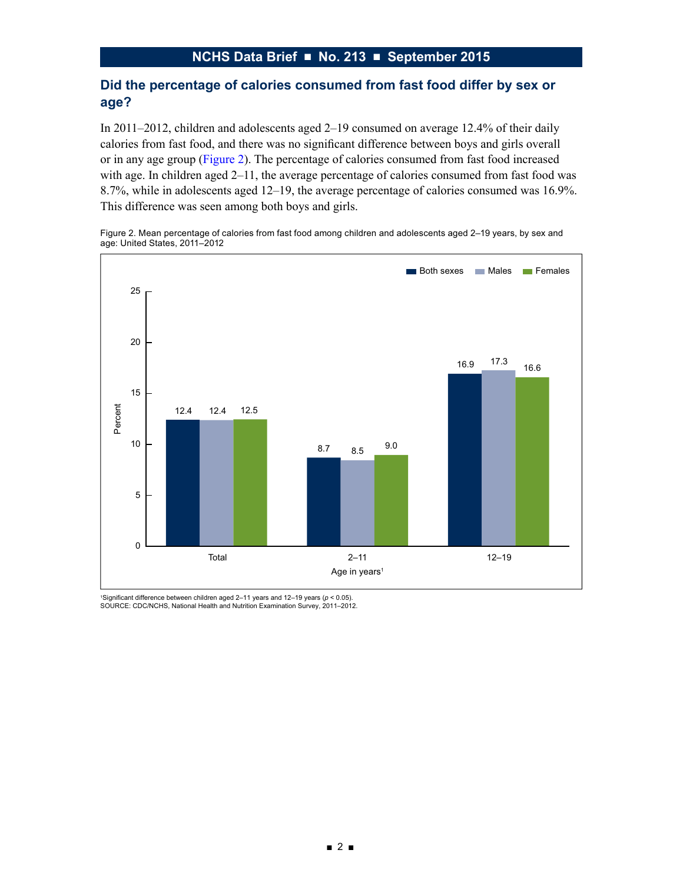## Did the percentage of calories consumed from fast food differ by sex or age?

In 2011–2012, children and adolescents aged 2–19 consumed on average 12.4% of their daily calories from fast food, and there was no significant difference between boys and girls overall or in any age group (Figure 2). The percentage of calories consumed from fast food increased with age. In children aged 2–11, the average percentage of calories consumed from fast food was 8.7%, while in adolescents aged 12–19, the average percentage of calories consumed was 16.9%. This difference was seen among both boys and girls.

Figure 2. Mean percentage of calories from fast food among children and adolescents aged 2–19 years, by sex and age: United States, 2011–2012

| Age in years[1] | Both sexes | Males | Females |
|---|---|---|---|
| Total | 12.4 | 12.4 | 12.5 |
| 2–11 | 8.7 | 8.5 | 9.0 |
| 12–19 | 16.9 | 17.3 | 16.6 |

[1]Significant difference between children aged 2–11 years and 12–19 years ($p < 0.05$).
SOURCE: CDC/NCHS, National Health and Nutrition Examination Survey, 2011–2012.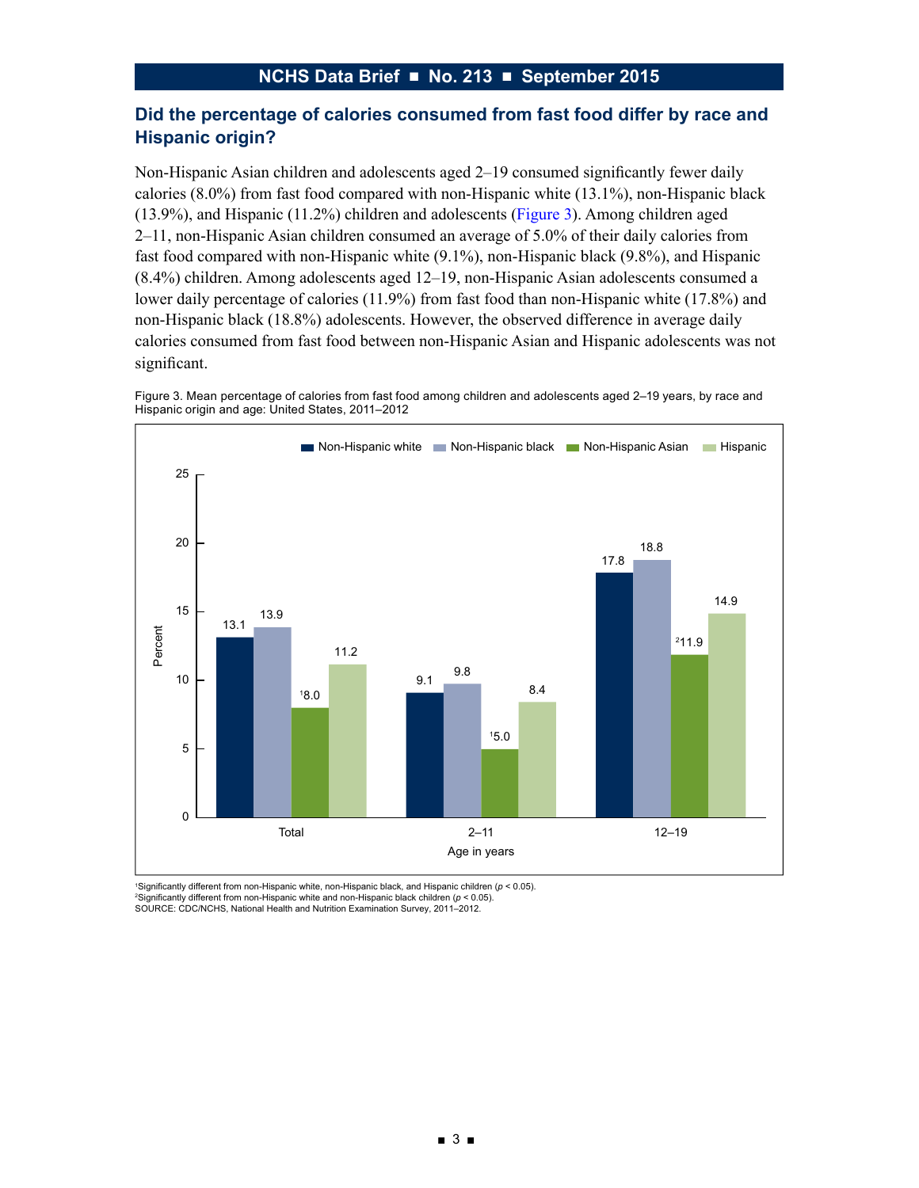## Did the percentage of calories consumed from fast food differ by race and Hispanic origin?

Non-Hispanic Asian children and adolescents aged 2–19 consumed significantly fewer daily calories (8.0%) from fast food compared with non-Hispanic white (13.1%), non-Hispanic black (13.9%), and Hispanic (11.2%) children and adolescents (Figure 3). Among children aged 2–11, non-Hispanic Asian children consumed an average of 5.0% of their daily calories from fast food compared with non-Hispanic white (9.1%), non-Hispanic black (9.8%), and Hispanic (8.4%) children. Among adolescents aged 12–19, non-Hispanic Asian adolescents consumed a lower daily percentage of calories (11.9%) from fast food than non-Hispanic white (17.8%) and non-Hispanic black (18.8%) adolescents. However, the observed difference in average daily calories consumed from fast food between non-Hispanic Asian and Hispanic adolescents was not significant.

Figure 3. Mean percentage of calories from fast food among children and adolescents aged 2–19 years, by race and Hispanic origin and age: United States, 2011–2012

| Age in years | Non-Hispanic white | Non-Hispanic black | Non-Hispanic Asian | Hispanic |
|---|---|---|---|---|
| Total | 13.1 | 13.9 | [1]8.0 | 11.2 |
| 2–11 | 9.1 | 9.8 | [1]5.0 | 8.4 |
| 12–19 | 17.8 | 18.8 | [2]11.9 | 14.9 |

[1]Significantly different from non-Hispanic white, non-Hispanic black, and Hispanic children ($p < 0.05$).
[2]Significantly different from non-Hispanic white and non-Hispanic black children ($p < 0.05$).
SOURCE: CDC/NCHS, National Health and Nutrition Examination Survey, 2011–2012.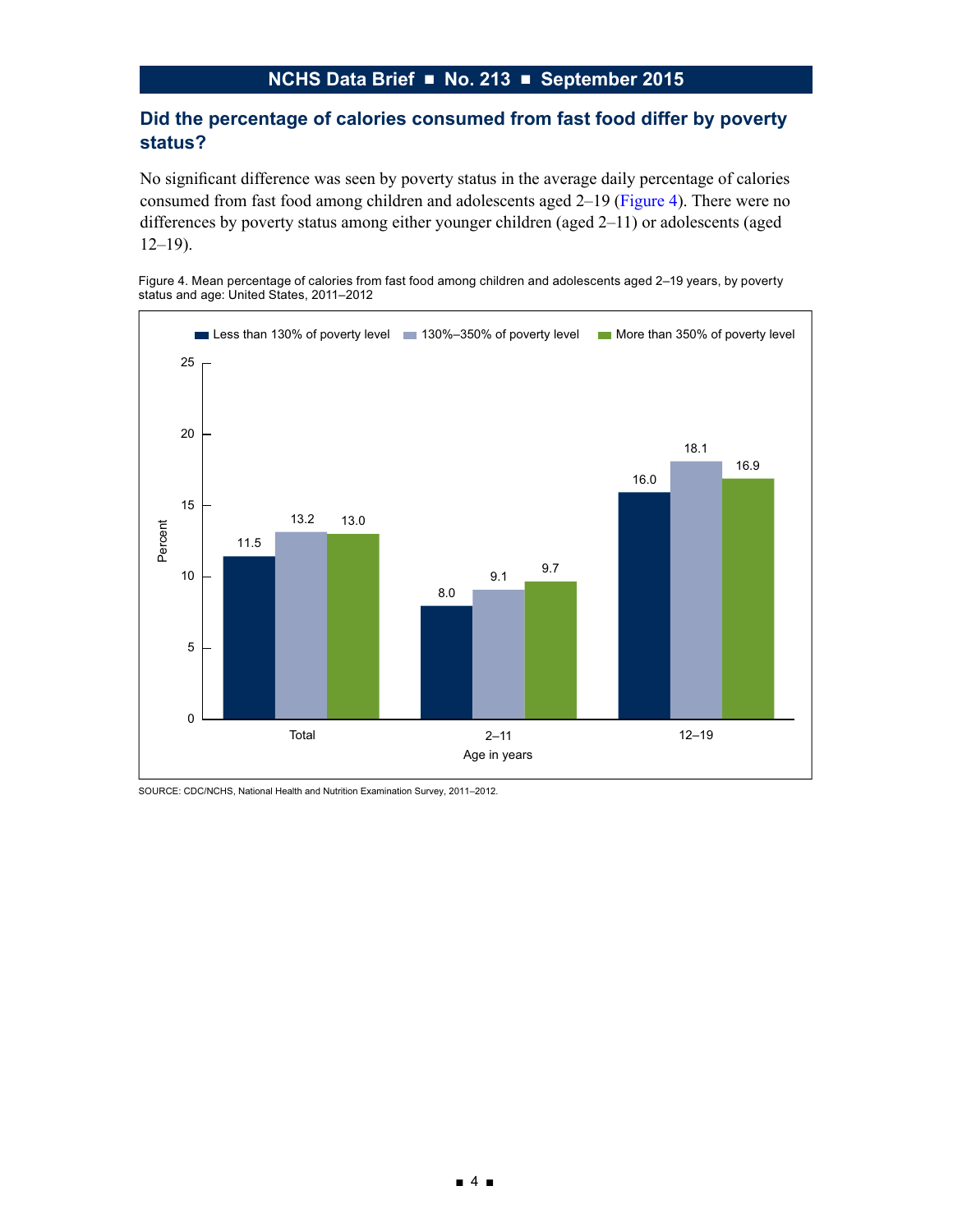## Did the percentage of calories consumed from fast food differ by poverty status?

No significant difference was seen by poverty status in the average daily percentage of calories consumed from fast food among children and adolescents aged 2–19 (Figure 4). There were no differences by poverty status among either younger children (aged 2–11) or adolescents (aged 12–19).

Figure 4. Mean percentage of calories from fast food among children and adolescents aged 2–19 years, by poverty status and age: United States, 2011–2012

| Age in years | Less than 130% of poverty level | 130%–350% of poverty level | More than 350% of poverty level |
|---|---|---|---|
| Total | 11.5 | 13.2 | 13.0 |
| 2–11 | 8.0 | 9.1 | 9.7 |
| 12–19 | 16.0 | 18.1 | 16.9 |

SOURCE: CDC/NCHS, National Health and Nutrition Examination Survey, 2011–2012.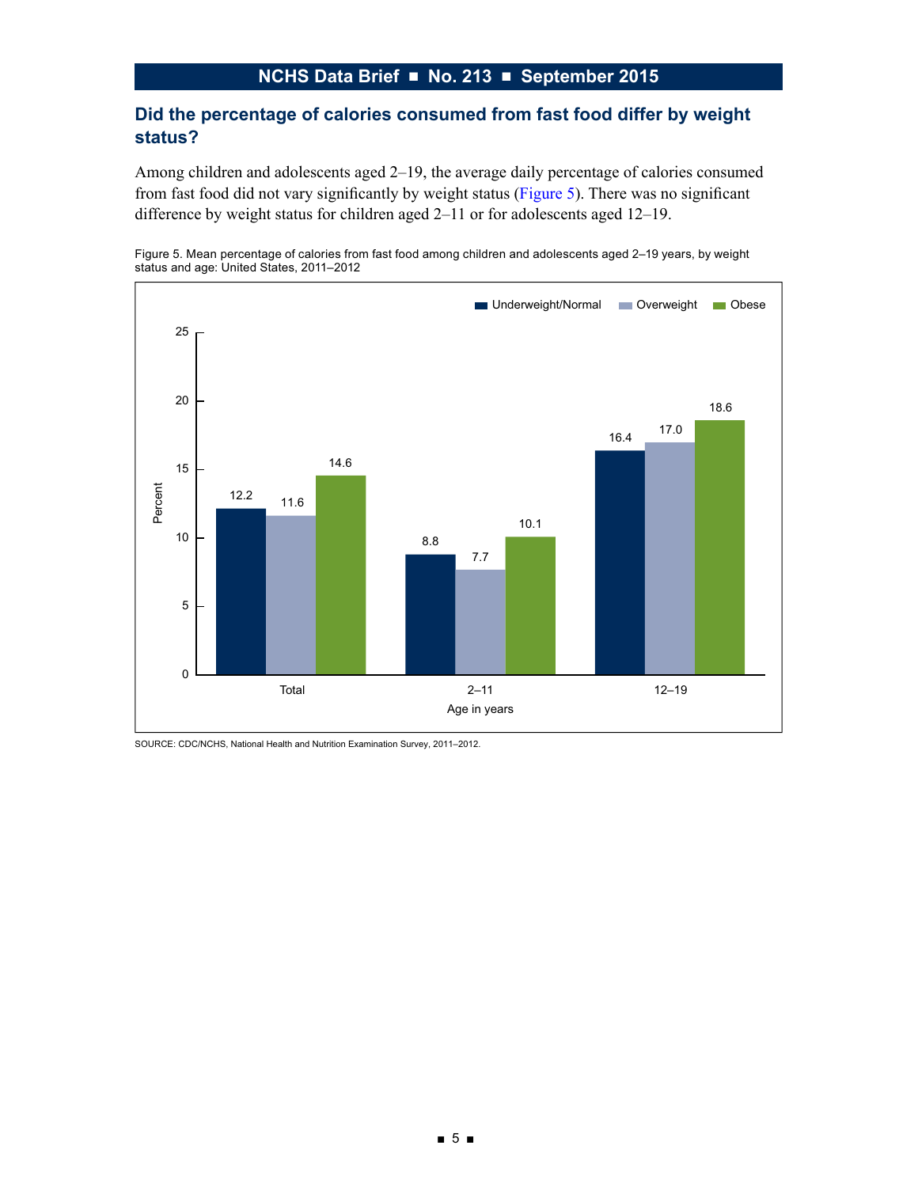## Did the percentage of calories consumed from fast food differ by weight status?

Among children and adolescents aged 2–19, the average daily percentage of calories consumed from fast food did not vary significantly by weight status (Figure 5). There was no significant difference by weight status for children aged 2–11 or for adolescents aged 12–19.

Figure 5. Mean percentage of calories from fast food among children and adolescents aged 2–19 years, by weight status and age: United States, 2011–2012

| Age in years | Underweight/Normal | Overweight | Obese |
| --- | --- | --- | --- |
| Total | 12.2 | 11.6 | 14.6 |
| 2–11 | 8.8 | 7.7 | 10.1 |
| 12–19 | 16.4 | 17.0 | 18.6 |

SOURCE: CDC/NCHS, National Health and Nutrition Examination Survey, 2011–2012.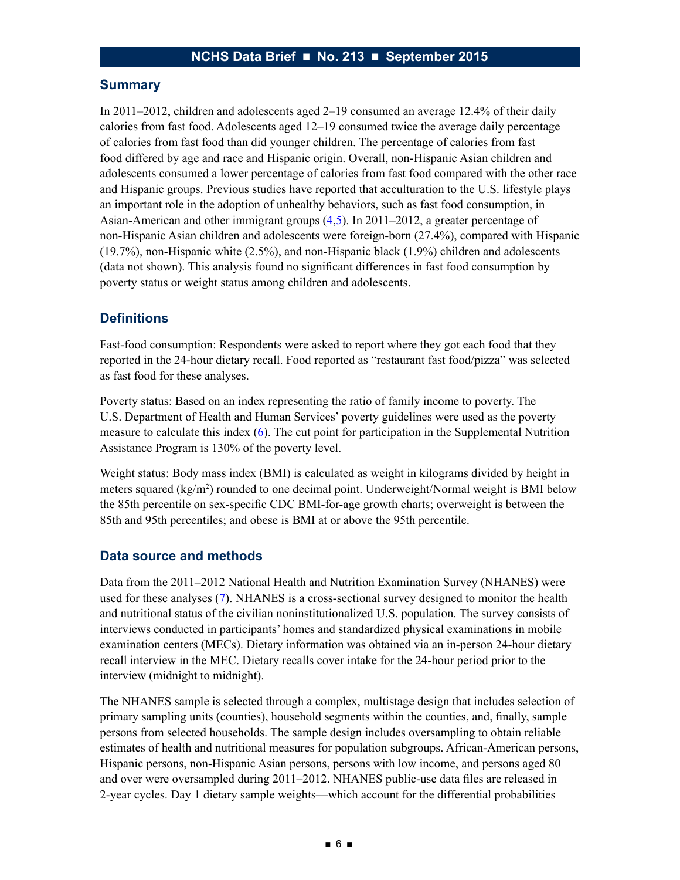## Summary

In 2011–2012, children and adolescents aged 2–19 consumed an average 12.4% of their daily calories from fast food. Adolescents aged 12–19 consumed twice the average daily percentage of calories from fast food than did younger children. The percentage of calories from fast food differed by age and race and Hispanic origin. Overall, non-Hispanic Asian children and adolescents consumed a lower percentage of calories from fast food compared with the other race and Hispanic groups. Previous studies have reported that acculturation to the U.S. lifestyle plays an important role in the adoption of unhealthy behaviors, such as fast food consumption, in Asian-American and other immigrant groups (4,5). In 2011–2012, a greater percentage of non-Hispanic Asian children and adolescents were foreign-born (27.4%), compared with Hispanic (19.7%), non-Hispanic white (2.5%), and non-Hispanic black (1.9%) children and adolescents (data not shown). This analysis found no significant differences in fast food consumption by poverty status or weight status among children and adolescents.

## Definitions

Fast-food consumption: Respondents were asked to report where they got each food that they reported in the 24-hour dietary recall. Food reported as "restaurant fast food/pizza" was selected as fast food for these analyses.

Poverty status: Based on an index representing the ratio of family income to poverty. The U.S. Department of Health and Human Services' poverty guidelines were used as the poverty measure to calculate this index (6). The cut point for participation in the Supplemental Nutrition Assistance Program is 130% of the poverty level.

Weight status: Body mass index (BMI) is calculated as weight in kilograms divided by height in meters squared ($kg/m^2$) rounded to one decimal point. Underweight/Normal weight is BMI below the 85th percentile on sex-specific CDC BMI-for-age growth charts; overweight is between the 85th and 95th percentiles; and obese is BMI at or above the 95th percentile.

## Data source and methods

Data from the 2011–2012 National Health and Nutrition Examination Survey (NHANES) were used for these analyses (7). NHANES is a cross-sectional survey designed to monitor the health and nutritional status of the civilian noninstitutionalized U.S. population. The survey consists of interviews conducted in participants' homes and standardized physical examinations in mobile examination centers (MECs). Dietary information was obtained via an in-person 24-hour dietary recall interview in the MEC. Dietary recalls cover intake for the 24-hour period prior to the interview (midnight to midnight).

The NHANES sample is selected through a complex, multistage design that includes selection of primary sampling units (counties), household segments within the counties, and, finally, sample persons from selected households. The sample design includes oversampling to obtain reliable estimates of health and nutritional measures for population subgroups. African-American persons, Hispanic persons, non-Hispanic Asian persons, persons with low income, and persons aged 80 and over were oversampled during 2011–2012. NHANES public-use data files are released in 2-year cycles. Day 1 dietary sample weights—which account for the differential probabilities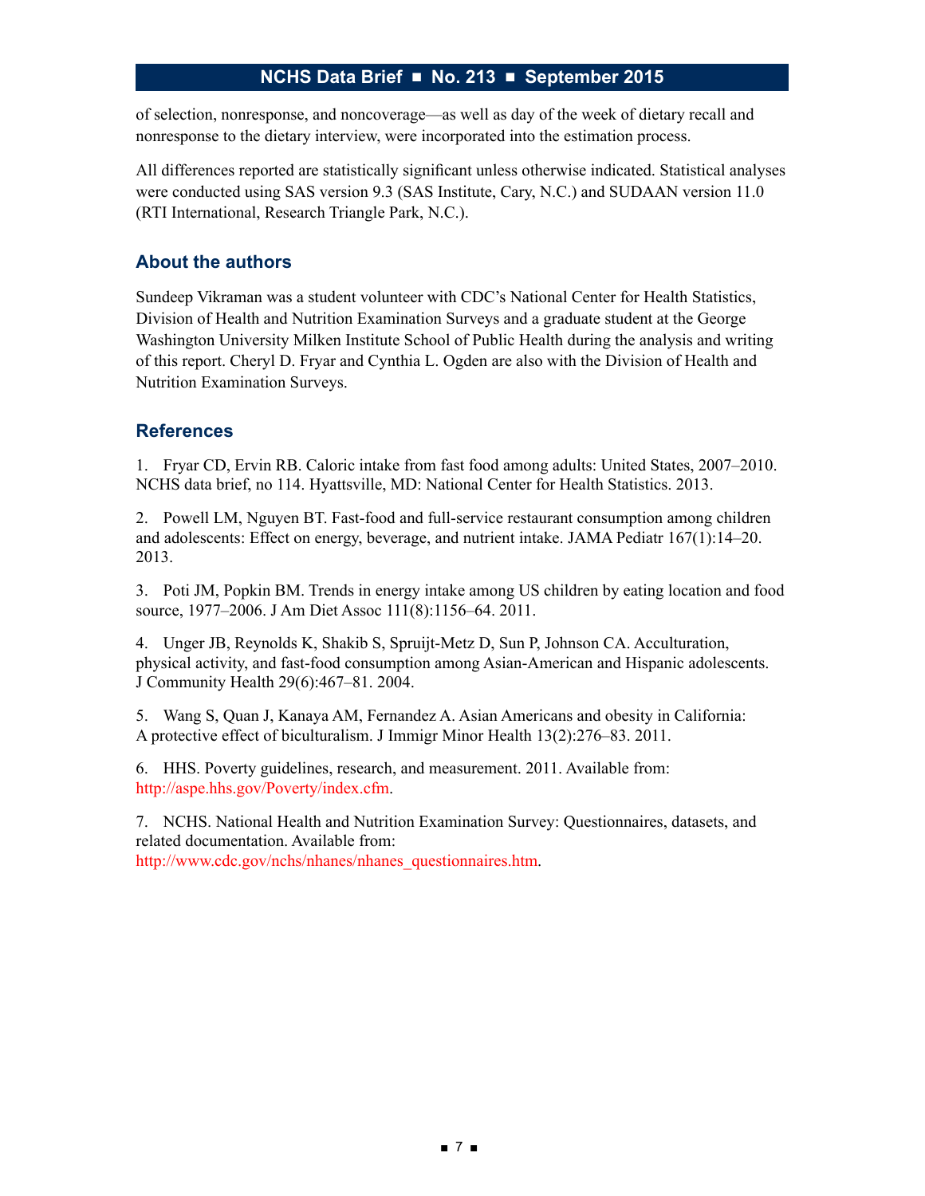of selection, nonresponse, and noncoverage—as well as day of the week of dietary recall and nonresponse to the dietary interview, were incorporated into the estimation process.

All differences reported are statistically significant unless otherwise indicated. Statistical analyses were conducted using SAS version 9.3 (SAS Institute, Cary, N.C.) and SUDAAN version 11.0 (RTI International, Research Triangle Park, N.C.).

## About the authors

Sundeep Vikraman was a student volunteer with CDC's National Center for Health Statistics, Division of Health and Nutrition Examination Surveys and a graduate student at the George Washington University Milken Institute School of Public Health during the analysis and writing of this report. Cheryl D. Fryar and Cynthia L. Ogden are also with the Division of Health and Nutrition Examination Surveys.

## References

1. Fryar CD, Ervin RB. Caloric intake from fast food among adults: United States, 2007–2010. NCHS data brief, no 114. Hyattsville, MD: National Center for Health Statistics. 2013.

2. Powell LM, Nguyen BT. Fast-food and full-service restaurant consumption among children and adolescents: Effect on energy, beverage, and nutrient intake. JAMA Pediatr 167(1):14–20. 2013.

3. Poti JM, Popkin BM. Trends in energy intake among US children by eating location and food source, 1977–2006. J Am Diet Assoc 111(8):1156–64. 2011.

4. Unger JB, Reynolds K, Shakib S, Spruijt-Metz D, Sun P, Johnson CA. Acculturation, physical activity, and fast-food consumption among Asian-American and Hispanic adolescents. J Community Health 29(6):467–81. 2004.

5. Wang S, Quan J, Kanaya AM, Fernandez A. Asian Americans and obesity in California: A protective effect of biculturalism. J Immigr Minor Health 13(2):276–83. 2011.

6. HHS. Poverty guidelines, research, and measurement. 2011. Available from: http://aspe.hhs.gov/Poverty/index.cfm.

7. NCHS. National Health and Nutrition Examination Survey: Questionnaires, datasets, and related documentation. Available from: http://www.cdc.gov/nchs/nhanes/nhanes_questionnaires.htm.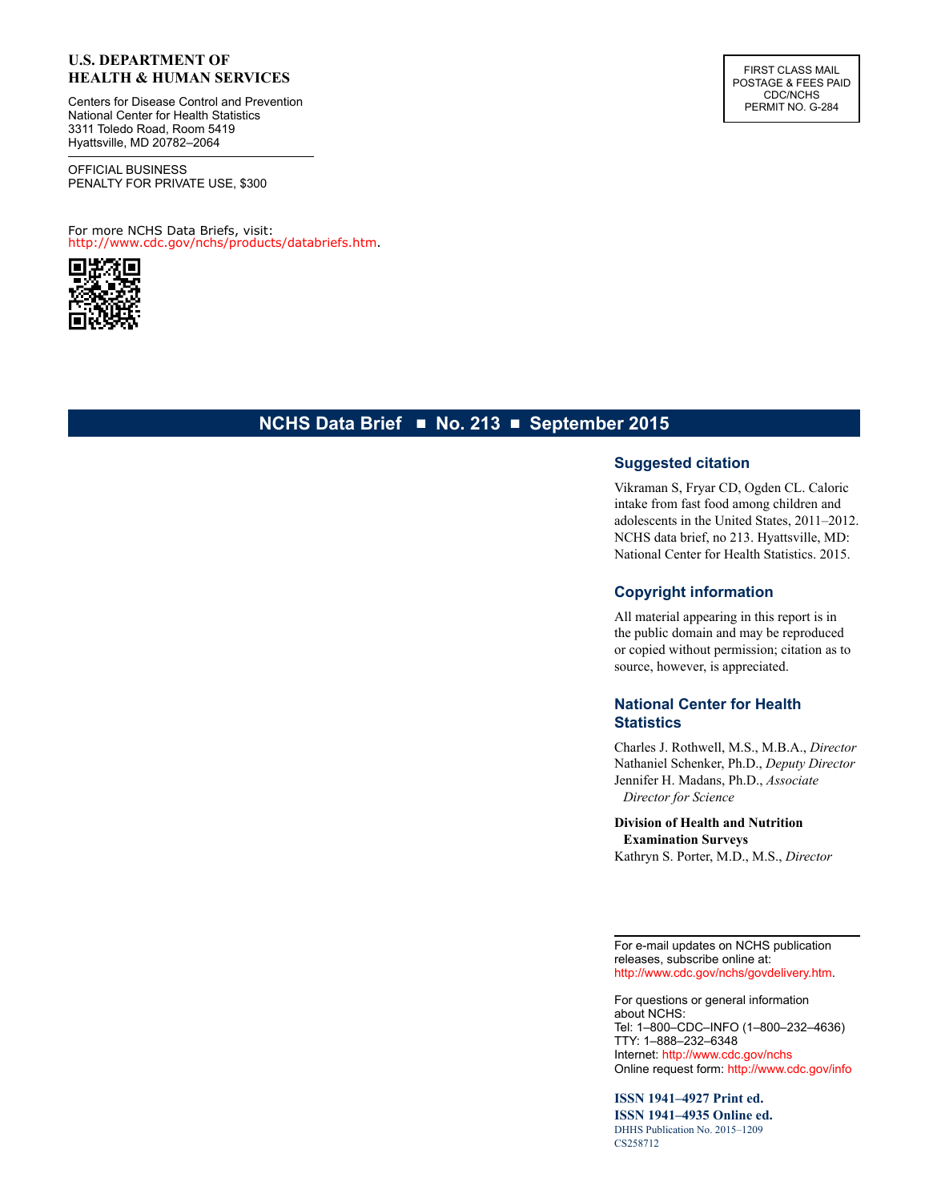**U.S. DEPARTMENT OF HEALTH & HUMAN SERVICES**

Centers for Disease Control and Prevention
National Center for Health Statistics
3311 Toledo Road, Room 5419
Hyattsville, MD 20782–2064

OFFICIAL BUSINESS
PENALTY FOR PRIVATE USE, $300

FIRST CLASS MAIL
POSTAGE & FEES PAID
CDC/NCHS
PERMIT NO. G-284

For more NCHS Data Briefs, visit:
http://www.cdc.gov/nchs/products/databriefs.htm.

## NCHS Data Brief ■ No. 213 ■ September 2015

### Suggested citation

Vikraman S, Fryar CD, Ogden CL. Caloric intake from fast food among children and adolescents in the United States, 2011–2012. NCHS data brief, no 213. Hyattsville, MD: National Center for Health Statistics. 2015.

### Copyright information

All material appearing in this report is in the public domain and may be reproduced or copied without permission; citation as to source, however, is appreciated.

### National Center for Health Statistics

Charles J. Rothwell, M.S., M.B.A., *Director*
Nathaniel Schenker, Ph.D., *Deputy Director*
Jennifer H. Madans, Ph.D., *Associate Director for Science*

**Division of Health and Nutrition Examination Surveys**
Kathryn S. Porter, M.D., M.S., *Director*

For e-mail updates on NCHS publication releases, subscribe online at: http://www.cdc.gov/nchs/govdelivery.htm.

For questions or general information about NCHS:
Tel: 1–800–CDC–INFO (1–800–232–4636)
TTY: 1–888–232–6348
Internet: http://www.cdc.gov/nchs
Online request form: http://www.cdc.gov/info

**ISSN 1941–4927 Print ed.**
**ISSN 1941–4935 Online ed.**
DHHS Publication No. 2015–1209
CS258712